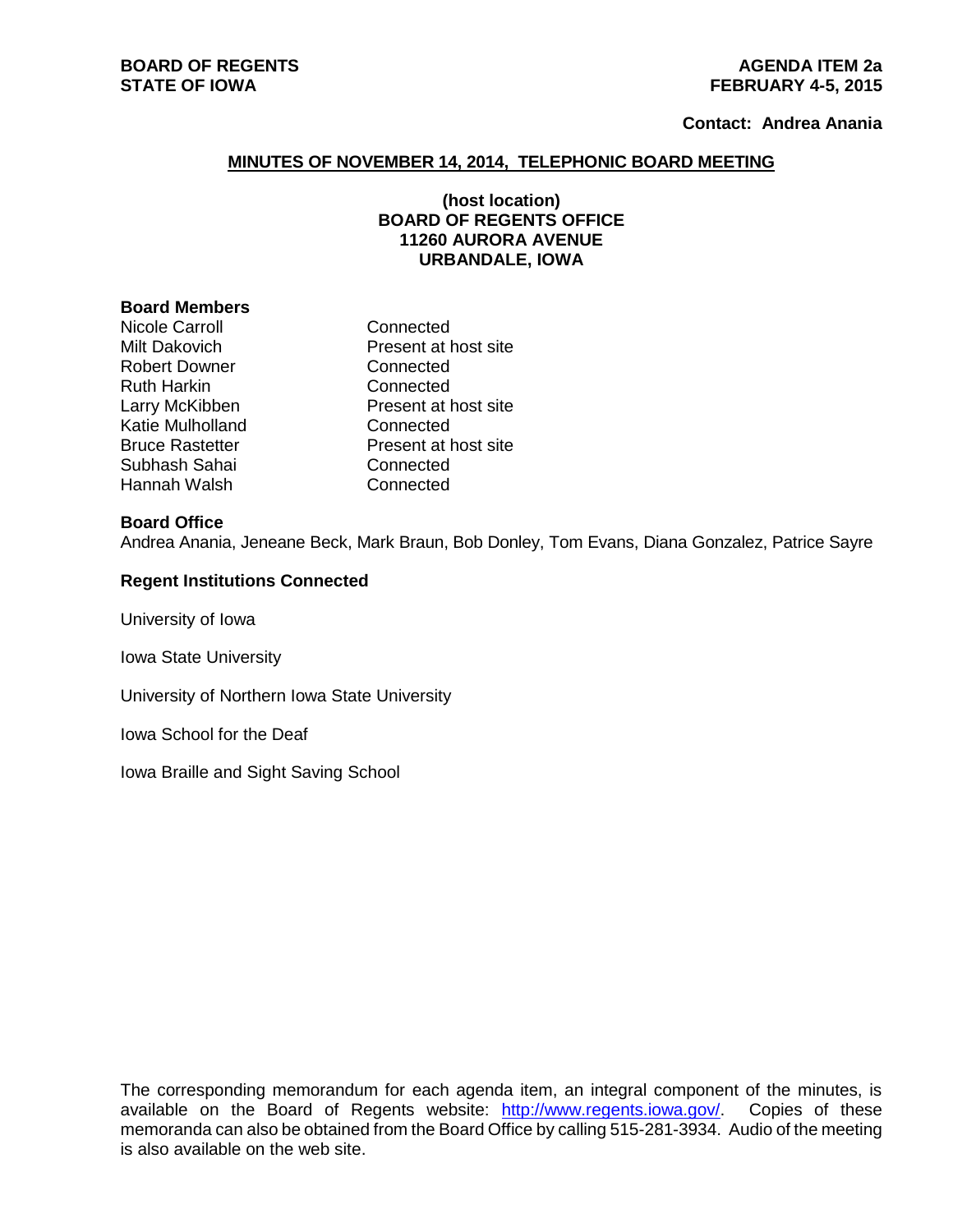**BOARD OF REGENTS**
**STATE OF IOWA**

**AGENDA ITEM 2a**
**FEBRUARY 4-5, 2015**

**Contact: Andrea Anania**

## MINUTES OF NOVEMBER 14, 2014, TELEPHONIC BOARD MEETING

**(host location)**
**BOARD OF REGENTS OFFICE**
**11260 AURORA AVENUE**
**URBANDALE, IOWA**

### Board Members

| | |
|---|---|
| Nicole Carroll | Connected |
| Milt Dakovich | Present at host site |
| Robert Downer | Connected |
| Ruth Harkin | Connected |
| Larry McKibben | Present at host site |
| Katie Mulholland | Connected |
| Bruce Rastetter | Present at host site |
| Subhash Sahai | Connected |
| Hannah Walsh | Connected |

### Board Office

Andrea Anania, Jeneane Beck, Mark Braun, Bob Donley, Tom Evans, Diana Gonzalez, Patrice Sayre

### Regent Institutions Connected

University of Iowa

Iowa State University

University of Northern Iowa State University

Iowa School for the Deaf

Iowa Braille and Sight Saving School

The corresponding memorandum for each agenda item, an integral component of the minutes, is available on the Board of Regents website: http://www.regents.iowa.gov/. Copies of these memoranda can also be obtained from the Board Office by calling 515-281-3934. Audio of the meeting is also available on the web site.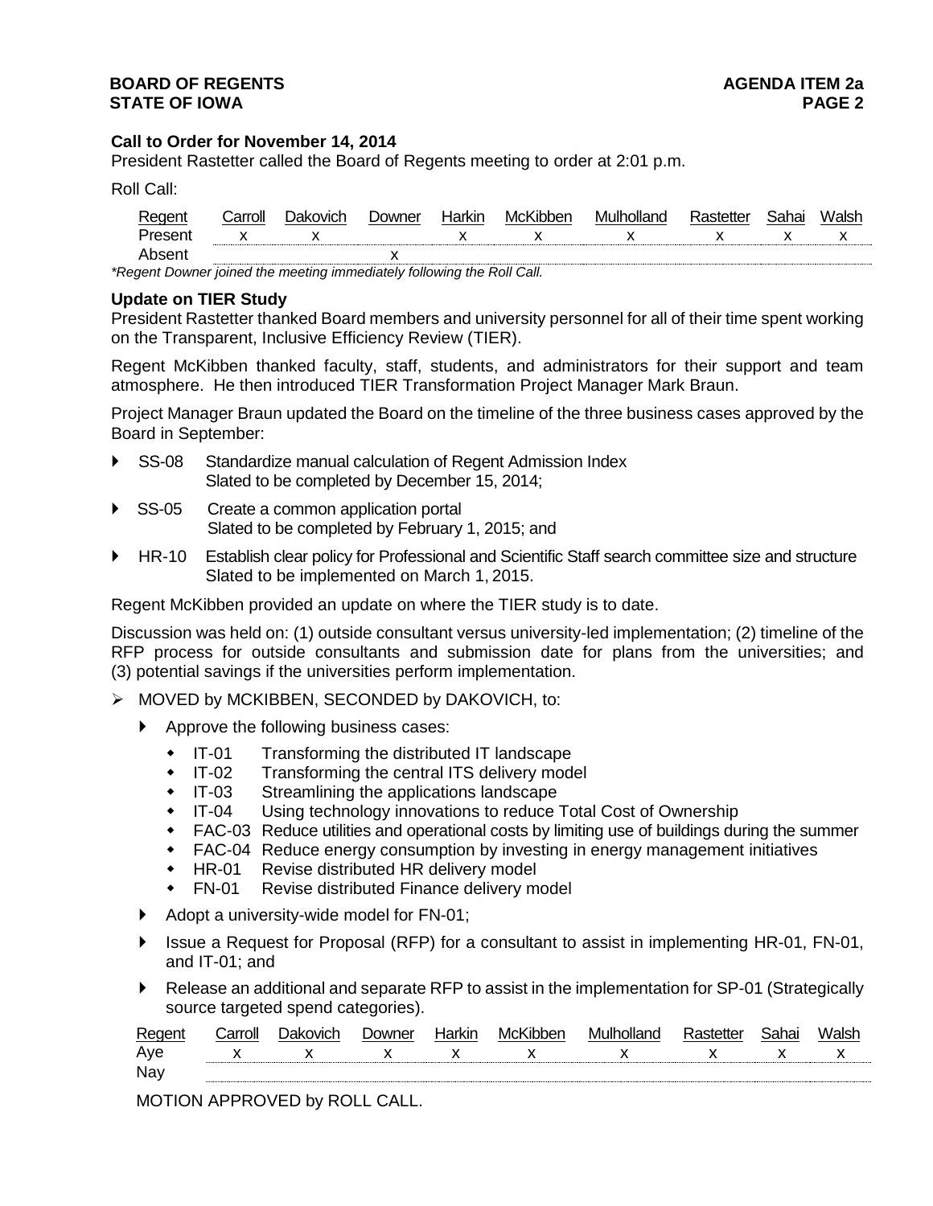### Call to Order for November 14, 2014

President Rastetter called the Board of Regents meeting to order at 2:01 p.m.

Roll Call:

| Regent | Carroll | Dakovich | Downer | Harkin | McKibben | Mulholland | Rastetter | Sahai | Walsh |
|---|---|---|---|---|---|---|---|---|---|
| Present | x | x | | x | x | x | x | x | x |
| Absent | | | x | | | | | | |

*\*Regent Downer joined the meeting immediately following the Roll Call.*

### Update on TIER Study

President Rastetter thanked Board members and university personnel for all of their time spent working on the Transparent, Inclusive Efficiency Review (TIER).

Regent McKibben thanked faculty, staff, students, and administrators for their support and team atmosphere. He then introduced TIER Transformation Project Manager Mark Braun.

Project Manager Braun updated the Board on the timeline of the three business cases approved by the Board in September:

- SS-08 Standardize manual calculation of Regent Admission Index
  Slated to be completed by December 15, 2014;
- SS-05 Create a common application portal
  Slated to be completed by February 1, 2015; and
- HR-10 Establish clear policy for Professional and Scientific Staff search committee size and structure
  Slated to be implemented on March 1, 2015.

Regent McKibben provided an update on where the TIER study is to date.

Discussion was held on: (1) outside consultant versus university-led implementation; (2) timeline of the RFP process for outside consultants and submission date for plans from the universities; and (3) potential savings if the universities perform implementation.

- MOVED by MCKIBBEN, SECONDED by DAKOVICH, to:
  - Approve the following business cases:
    - IT-01 Transforming the distributed IT landscape
    - IT-02 Transforming the central ITS delivery model
    - IT-03 Streamlining the applications landscape
    - IT-04 Using technology innovations to reduce Total Cost of Ownership
    - FAC-03 Reduce utilities and operational costs by limiting use of buildings during the summer
    - FAC-04 Reduce energy consumption by investing in energy management initiatives
    - HR-01 Revise distributed HR delivery model
    - FN-01 Revise distributed Finance delivery model
  - Adopt a university-wide model for FN-01;
  - Issue a Request for Proposal (RFP) for a consultant to assist in implementing HR-01, FN-01, and IT-01; and
  - Release an additional and separate RFP to assist in the implementation for SP-01 (Strategically source targeted spend categories).

| Regent | Carroll | Dakovich | Downer | Harkin | McKibben | Mulholland | Rastetter | Sahai | Walsh |
|---|---|---|---|---|---|---|---|---|---|
| Aye | x | x | x | x | x | x | x | x | x |
| Nay | | | | | | | | | |

MOTION APPROVED by ROLL CALL.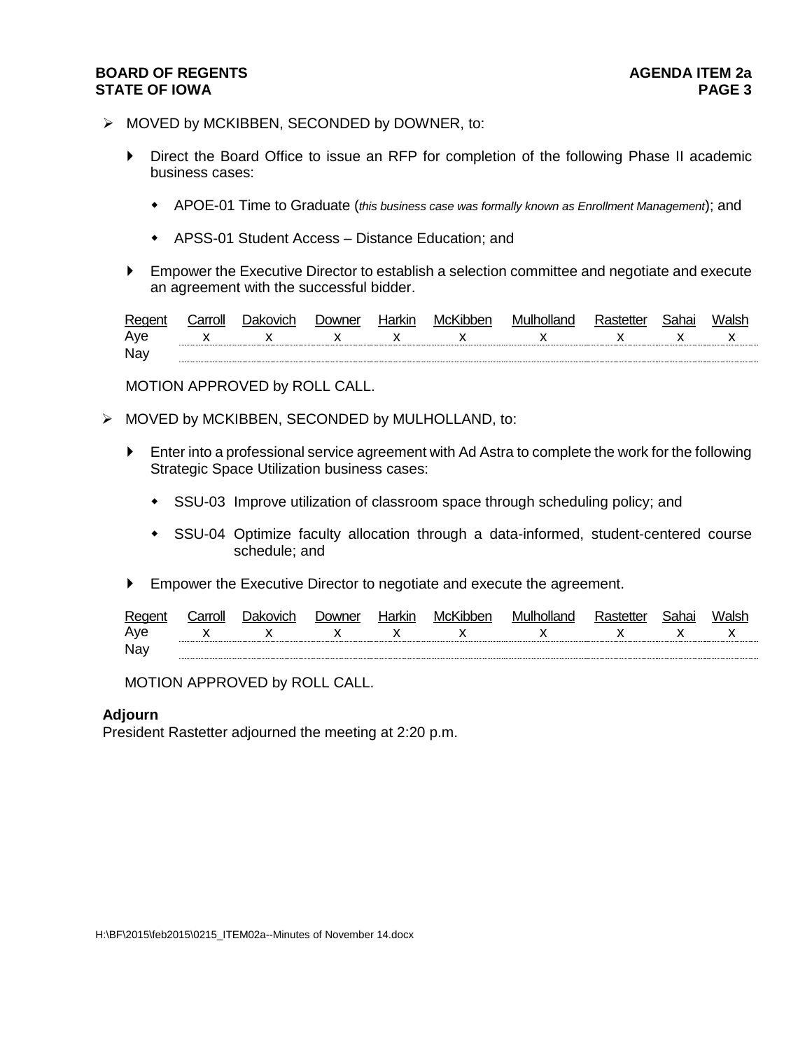- MOVED by MCKIBBEN, SECONDED by DOWNER, to:

  - Direct the Board Office to issue an RFP for completion of the following Phase II academic business cases:

    - APOE-01 Time to Graduate (*this business case was formally known as Enrollment Management*); and

    - APSS-01 Student Access – Distance Education; and

  - Empower the Executive Director to establish a selection committee and negotiate and execute an agreement with the successful bidder.

| Regent | Carroll | Dakovich | Downer | Harkin | McKibben | Mulholland | Rastetter | Sahai | Walsh |
|---|---|---|---|---|---|---|---|---|---|
| Aye | x | x | x | x | x | x | x | x | x |
| Nay | | | | | | | | | |

MOTION APPROVED by ROLL CALL.

- MOVED by MCKIBBEN, SECONDED by MULHOLLAND, to:

  - Enter into a professional service agreement with Ad Astra to complete the work for the following Strategic Space Utilization business cases:

    - SSU-03 Improve utilization of classroom space through scheduling policy; and

    - SSU-04 Optimize faculty allocation through a data-informed, student-centered course schedule; and

  - Empower the Executive Director to negotiate and execute the agreement.

| Regent | Carroll | Dakovich | Downer | Harkin | McKibben | Mulholland | Rastetter | Sahai | Walsh |
|---|---|---|---|---|---|---|---|---|---|
| Aye | x | x | x | x | x | x | x | x | x |
| Nay | | | | | | | | | |

MOTION APPROVED by ROLL CALL.

**Adjourn**

President Rastetter adjourned the meeting at 2:20 p.m.